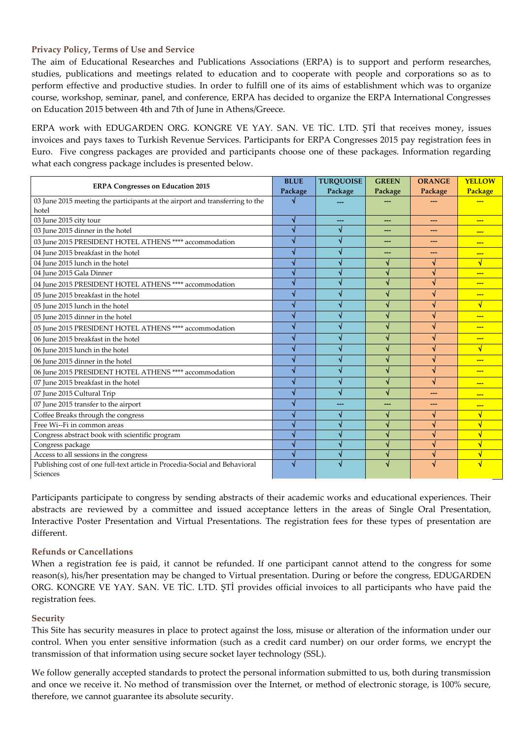## Privacy Policy, Terms of Use and Service

The aim of Educational Researches and Publications Associations (ERPA) is to support and perform researches, studies, publications and meetings related to education and to cooperate with people and corporations so as to perform effective and productive studies. In order to fulfill one of its aims of establishment which was to organize course, workshop, seminar, panel, and conference, ERPA has decided to organize the ERPA International Congresses on Education 2015 between 4th and 7th of June in Athens/Greece.

ERPA work with EDUGARDEN ORG. KONGRE VE YAY. SAN. VE TİC. LTD. ŞTİ that receives money, issues invoices and pays taxes to Turkish Revenue Services. Participants for ERPA Congresses 2015 pay registration fees in Euro. Five congress packages are provided and participants choose one of these packages. Information regarding what each congress package includes is presented below.

| ERPA Congresses on Education 2015 | BLUE Package | TURQUOISE Package | GREEN Package | ORANGE Package | YELLOW Package |
|---|---|---|---|---|---|
| 03 June 2015 meeting the participants at the airport and transferring to the hotel | √ | --- | --- | --- | --- |
| 03 June 2015 city tour | √ | --- | --- | --- | --- |
| 03 June 2015 dinner in the hotel | √ | √ | --- | --- | --- |
| 03 June 2015 PRESIDENT HOTEL ATHENS **** accommodation | √ | √ | --- | --- | --- |
| 04 June 2015 breakfast in the hotel | √ | √ | --- | --- | --- |
| 04 June 2015 lunch in the hotel | √ | √ | √ | √ | √ |
| 04 June 2015 Gala Dinner | √ | √ | √ | √ | --- |
| 04 June 2015 PRESIDENT HOTEL ATHENS **** accommodation | √ | √ | √ | √ | --- |
| 05 June 2015 breakfast in the hotel | √ | √ | √ | √ | --- |
| 05 June 2015 lunch in the hotel | √ | √ | √ | √ | √ |
| 05 June 2015 dinner in the hotel | √ | √ | √ | √ | --- |
| 05 June 2015 PRESIDENT HOTEL ATHENS **** accommodation | √ | √ | √ | √ | --- |
| 06 June 2015 breakfast in the hotel | √ | √ | √ | √ | --- |
| 06 June 2015 lunch in the hotel | √ | √ | √ | √ | √ |
| 06 June 2015 dinner in the hotel | √ | √ | √ | √ | --- |
| 06 June 2015 PRESIDENT HOTEL ATHENS **** accommodation | √ | √ | √ | √ | --- |
| 07 June 2015 breakfast in the hotel | √ | √ | √ | √ | --- |
| 07 June 2015 Cultural Trip | √ | √ | √ | --- | --- |
| 07 June 2015 transfer to the airport | √ | --- | --- | --- | --- |
| Coffee Breaks through the congress | √ | √ | √ | √ | √ |
| Free Wi--Fi in common areas | √ | √ | √ | √ | √ |
| Congress abstract book with scientific program | √ | √ | √ | √ | √ |
| Congress package | √ | √ | √ | √ | √ |
| Access to all sessions in the congress | √ | √ | √ | √ | √ |
| Publishing cost of one full-text article in Procedia-Social and Behavioral Sciences | √ | √ | √ | √ | √ |

Participants participate to congress by sending abstracts of their academic works and educational experiences. Their abstracts are reviewed by a committee and issued acceptance letters in the areas of Single Oral Presentation, Interactive Poster Presentation and Virtual Presentations. The registration fees for these types of presentation are different.

## Refunds or Cancellations

When a registration fee is paid, it cannot be refunded. If one participant cannot attend to the congress for some reason(s), his/her presentation may be changed to Virtual presentation. During or before the congress, EDUGARDEN ORG. KONGRE VE YAY. SAN. VE TİC. LTD. ŞTİ provides official invoices to all participants who have paid the registration fees.

## Security

This Site has security measures in place to protect against the loss, misuse or alteration of the information under our control. When you enter sensitive information (such as a credit card number) on our order forms, we encrypt the transmission of that information using secure socket layer technology (SSL).

We follow generally accepted standards to protect the personal information submitted to us, both during transmission and once we receive it. No method of transmission over the Internet, or method of electronic storage, is 100% secure, therefore, we cannot guarantee its absolute security.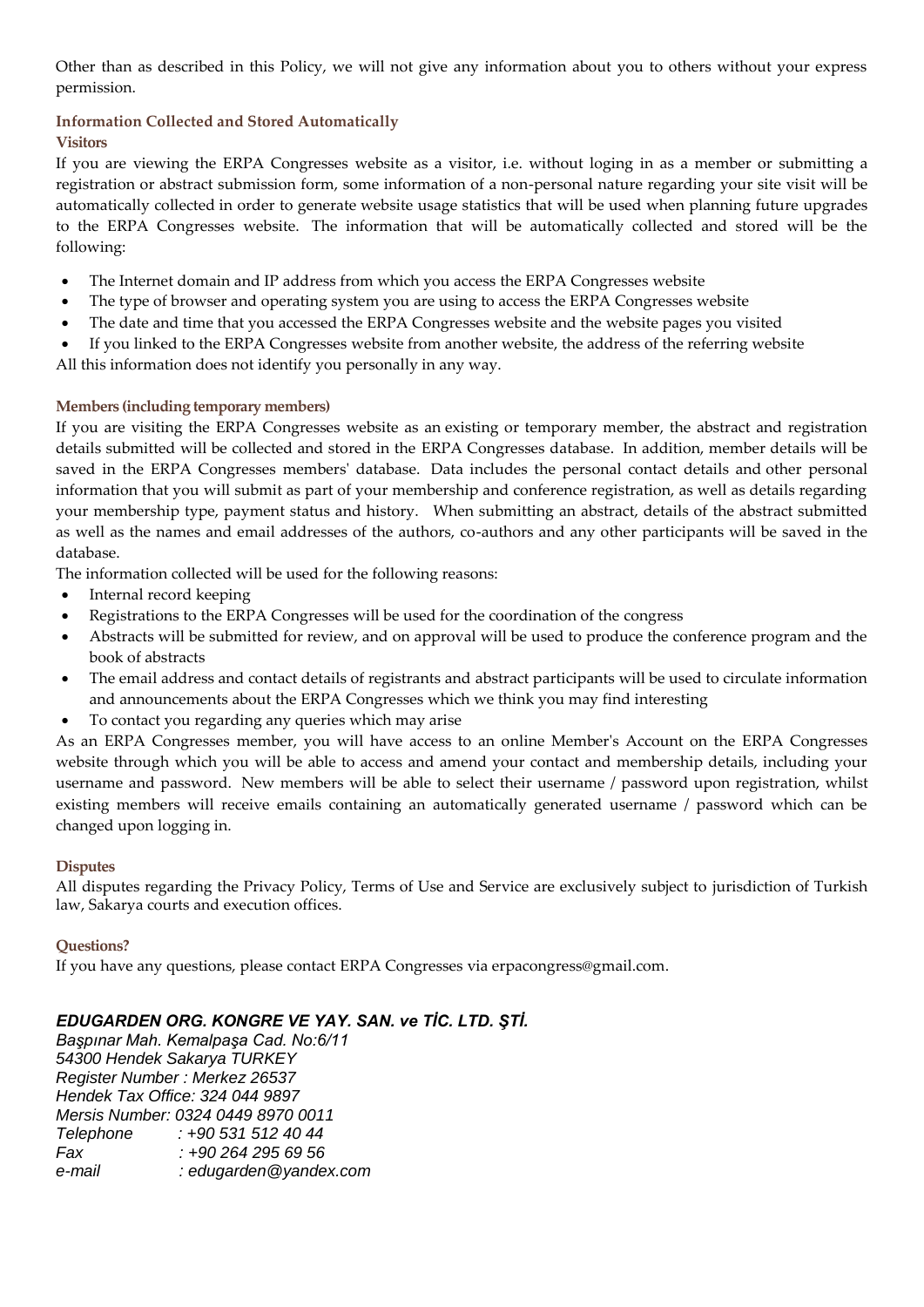Other than as described in this Policy, we will not give any information about you to others without your express permission.

### Information Collected and Stored Automatically

#### Visitors

If you are viewing the ERPA Congresses website as a visitor, i.e. without loging in as a member or submitting a registration or abstract submission form, some information of a non-personal nature regarding your site visit will be automatically collected in order to generate website usage statistics that will be used when planning future upgrades to the ERPA Congresses website. The information that will be automatically collected and stored will be the following:

- The Internet domain and IP address from which you access the ERPA Congresses website
- The type of browser and operating system you are using to access the ERPA Congresses website
- The date and time that you accessed the ERPA Congresses website and the website pages you visited
- If you linked to the ERPA Congresses website from another website, the address of the referring website

All this information does not identify you personally in any way.

#### Members (including temporary members)

If you are visiting the ERPA Congresses website as an existing or temporary member, the abstract and registration details submitted will be collected and stored in the ERPA Congresses database. In addition, member details will be saved in the ERPA Congresses members' database. Data includes the personal contact details and other personal information that you will submit as part of your membership and conference registration, as well as details regarding your membership type, payment status and history. When submitting an abstract, details of the abstract submitted as well as the names and email addresses of the authors, co-authors and any other participants will be saved in the database.

The information collected will be used for the following reasons:

- Internal record keeping
- Registrations to the ERPA Congresses will be used for the coordination of the congress
- Abstracts will be submitted for review, and on approval will be used to produce the conference program and the book of abstracts
- The email address and contact details of registrants and abstract participants will be used to circulate information and announcements about the ERPA Congresses which we think you may find interesting
- To contact you regarding any queries which may arise

As an ERPA Congresses member, you will have access to an online Member's Account on the ERPA Congresses website through which you will be able to access and amend your contact and membership details, including your username and password. New members will be able to select their username / password upon registration, whilst existing members will receive emails containing an automatically generated username / password which can be changed upon logging in.

#### Disputes

All disputes regarding the Privacy Policy, Terms of Use and Service are exclusively subject to jurisdiction of Turkish law, Sakarya courts and execution offices.

#### Questions?

If you have any questions, please contact ERPA Congresses via erpacongress@gmail.com.

***EDUGARDEN ORG. KONGRE VE YAY. SAN. ve TİC. LTD. ŞTİ.***

*Başpınar Mah. Kemalpaşa Cad. No:6/11*
*54300 Hendek Sakarya TURKEY*
*Register Number : Merkez 26537*
*Hendek Tax Office: 324 044 9897*
*Mersis Number: 0324 0449 8970 0011*
*Telephone : +90 531 512 40 44*
*Fax : +90 264 295 69 56*
*e-mail : edugarden@yandex.com*